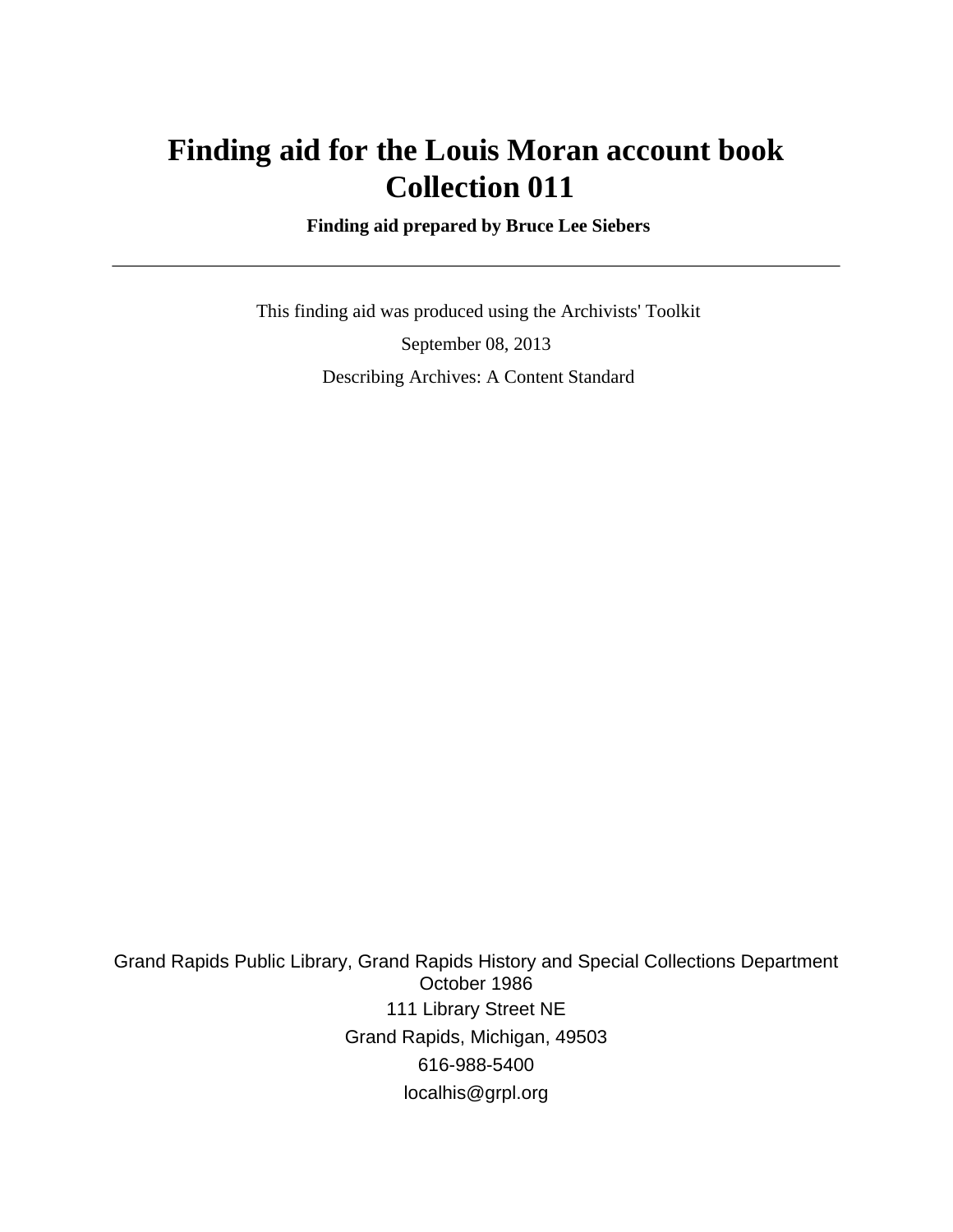# Finding aid for the Louis Moran account book Collection 011

**Finding aid prepared by Bruce Lee Siebers**

---

This finding aid was produced using the Archivists' Toolkit

September 08, 2013

Describing Archives: A Content Standard

Grand Rapids Public Library, Grand Rapids History and Special Collections Department
October 1986

111 Library Street NE

Grand Rapids, Michigan, 49503

616-988-5400

localhis@grpl.org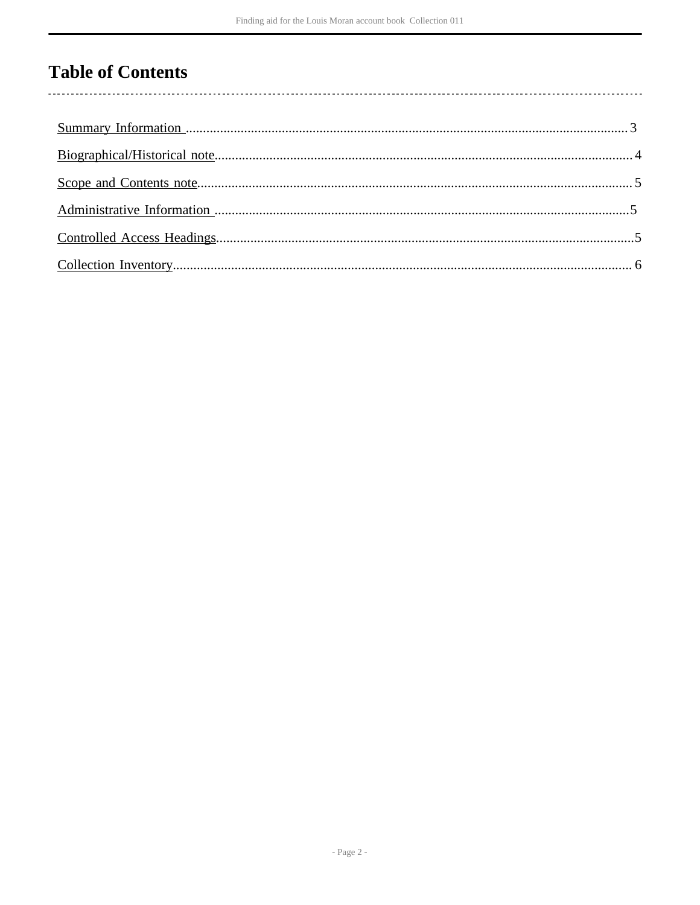# Table of Contents

Summary Information .......... 3

Biographical/Historical note .......... 4

Scope and Contents note .......... 5

Administrative Information .......... 5

Controlled Access Headings .......... 5

Collection Inventory .......... 6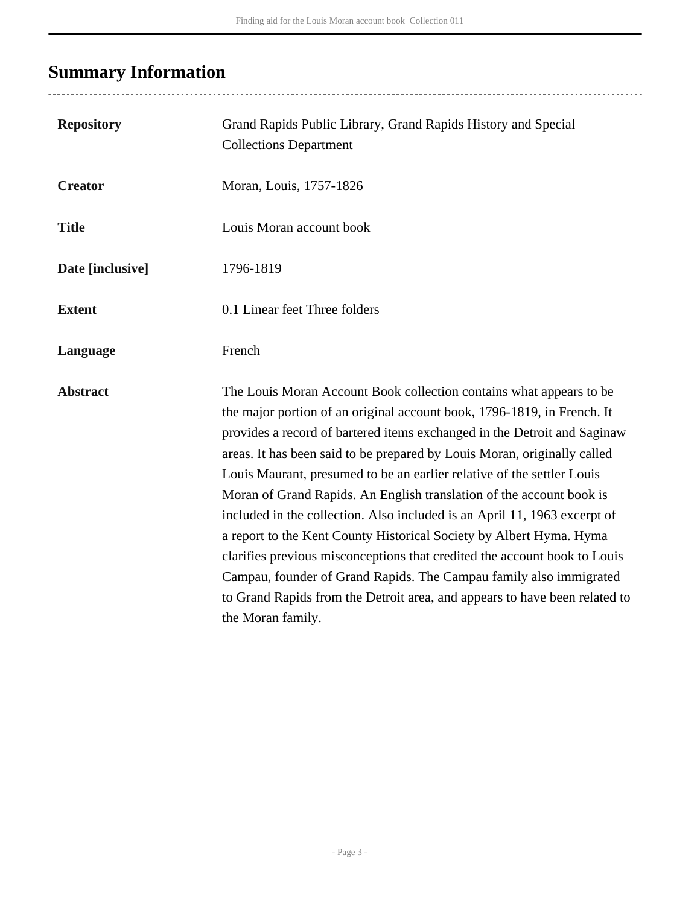## Summary Information

| | |
|---|---|
| **Repository** | Grand Rapids Public Library, Grand Rapids History and Special Collections Department |
| **Creator** | Moran, Louis, 1757-1826 |
| **Title** | Louis Moran account book |
| **Date [inclusive]** | 1796-1819 |
| **Extent** | 0.1 Linear feet Three folders |
| **Language** | French |
| **Abstract** | The Louis Moran Account Book collection contains what appears to be the major portion of an original account book, 1796-1819, in French. It provides a record of bartered items exchanged in the Detroit and Saginaw areas. It has been said to be prepared by Louis Moran, originally called Louis Maurant, presumed to be an earlier relative of the settler Louis Moran of Grand Rapids. An English translation of the account book is included in the collection. Also included is an April 11, 1963 excerpt of a report to the Kent County Historical Society by Albert Hyma. Hyma clarifies previous misconceptions that credited the account book to Louis Campau, founder of Grand Rapids. The Campau family also immigrated to Grand Rapids from the Detroit area, and appears to have been related to the Moran family. |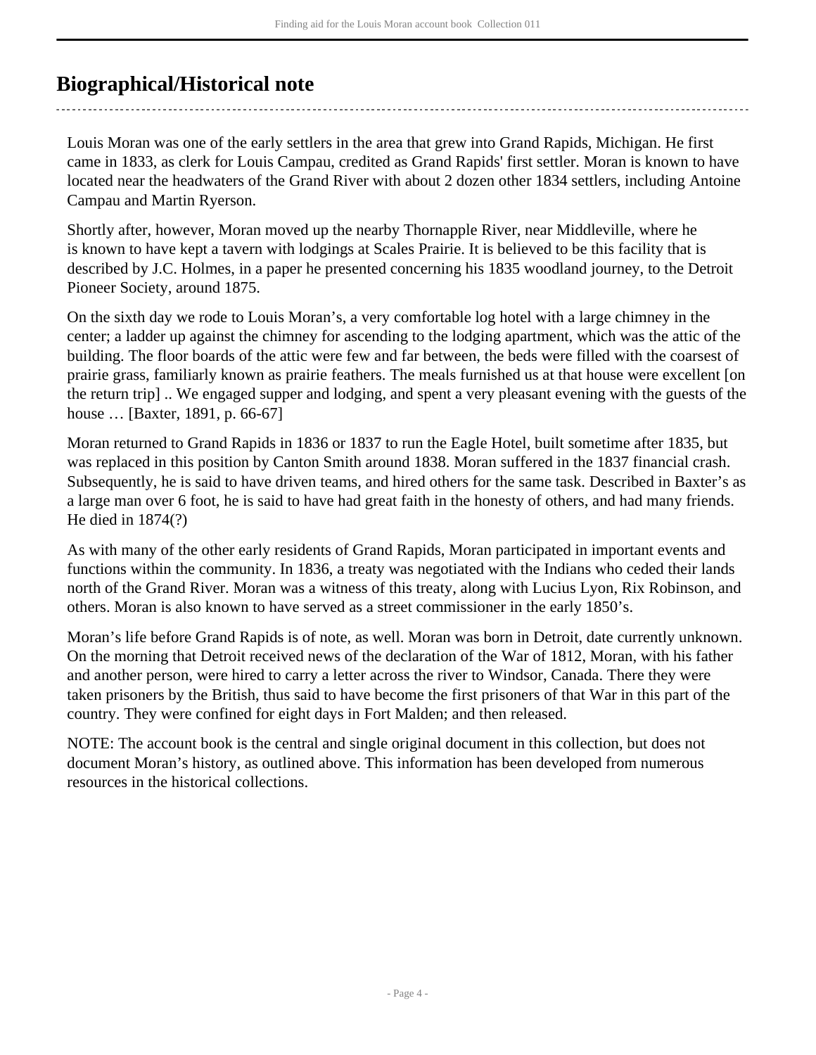## Biographical/Historical note

Louis Moran was one of the early settlers in the area that grew into Grand Rapids, Michigan. He first came in 1833, as clerk for Louis Campau, credited as Grand Rapids' first settler. Moran is known to have located near the headwaters of the Grand River with about 2 dozen other 1834 settlers, including Antoine Campau and Martin Ryerson.

Shortly after, however, Moran moved up the nearby Thornapple River, near Middleville, where he is known to have kept a tavern with lodgings at Scales Prairie. It is believed to be this facility that is described by J.C. Holmes, in a paper he presented concerning his 1835 woodland journey, to the Detroit Pioneer Society, around 1875.

On the sixth day we rode to Louis Moran's, a very comfortable log hotel with a large chimney in the center; a ladder up against the chimney for ascending to the lodging apartment, which was the attic of the building. The floor boards of the attic were few and far between, the beds were filled with the coarsest of prairie grass, familiarly known as prairie feathers. The meals furnished us at that house were excellent [on the return trip] .. We engaged supper and lodging, and spent a very pleasant evening with the guests of the house … [Baxter, 1891, p. 66-67]

Moran returned to Grand Rapids in 1836 or 1837 to run the Eagle Hotel, built sometime after 1835, but was replaced in this position by Canton Smith around 1838. Moran suffered in the 1837 financial crash. Subsequently, he is said to have driven teams, and hired others for the same task. Described in Baxter's as a large man over 6 foot, he is said to have had great faith in the honesty of others, and had many friends. He died in 1874(?)

As with many of the other early residents of Grand Rapids, Moran participated in important events and functions within the community. In 1836, a treaty was negotiated with the Indians who ceded their lands north of the Grand River. Moran was a witness of this treaty, along with Lucius Lyon, Rix Robinson, and others. Moran is also known to have served as a street commissioner in the early 1850's.

Moran's life before Grand Rapids is of note, as well. Moran was born in Detroit, date currently unknown. On the morning that Detroit received news of the declaration of the War of 1812, Moran, with his father and another person, were hired to carry a letter across the river to Windsor, Canada. There they were taken prisoners by the British, thus said to have become the first prisoners of that War in this part of the country. They were confined for eight days in Fort Malden; and then released.

NOTE: The account book is the central and single original document in this collection, but does not document Moran's history, as outlined above. This information has been developed from numerous resources in the historical collections.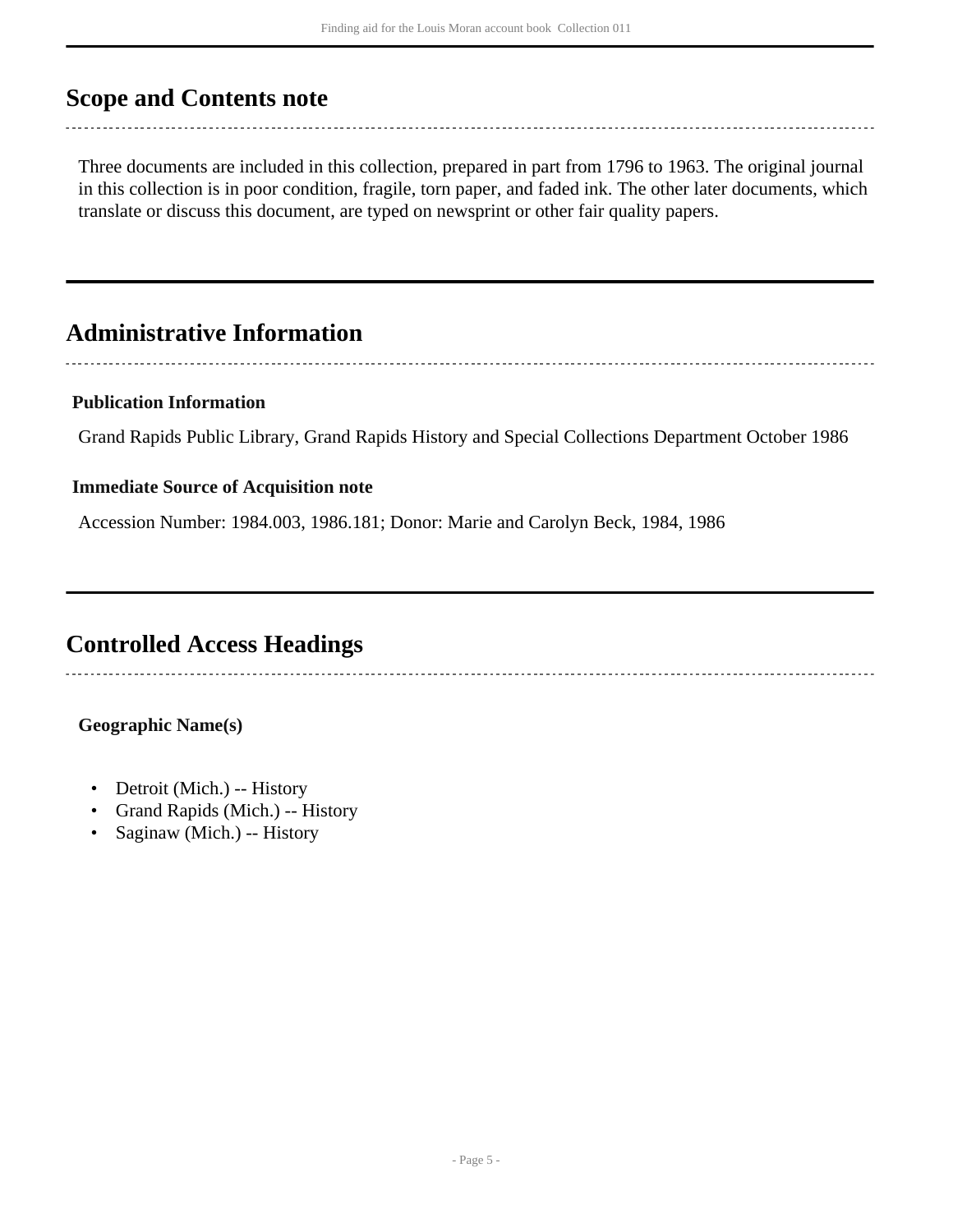## Scope and Contents note

Three documents are included in this collection, prepared in part from 1796 to 1963. The original journal in this collection is in poor condition, fragile, torn paper, and faded ink. The other later documents, which translate or discuss this document, are typed on newsprint or other fair quality papers.

## Administrative Information

### Publication Information

Grand Rapids Public Library, Grand Rapids History and Special Collections Department October 1986

### Immediate Source of Acquisition note

Accession Number: 1984.003, 1986.181; Donor: Marie and Carolyn Beck, 1984, 1986

## Controlled Access Headings

**Geographic Name(s)**

- Detroit (Mich.) -- History
- Grand Rapids (Mich.) -- History
- Saginaw (Mich.) -- History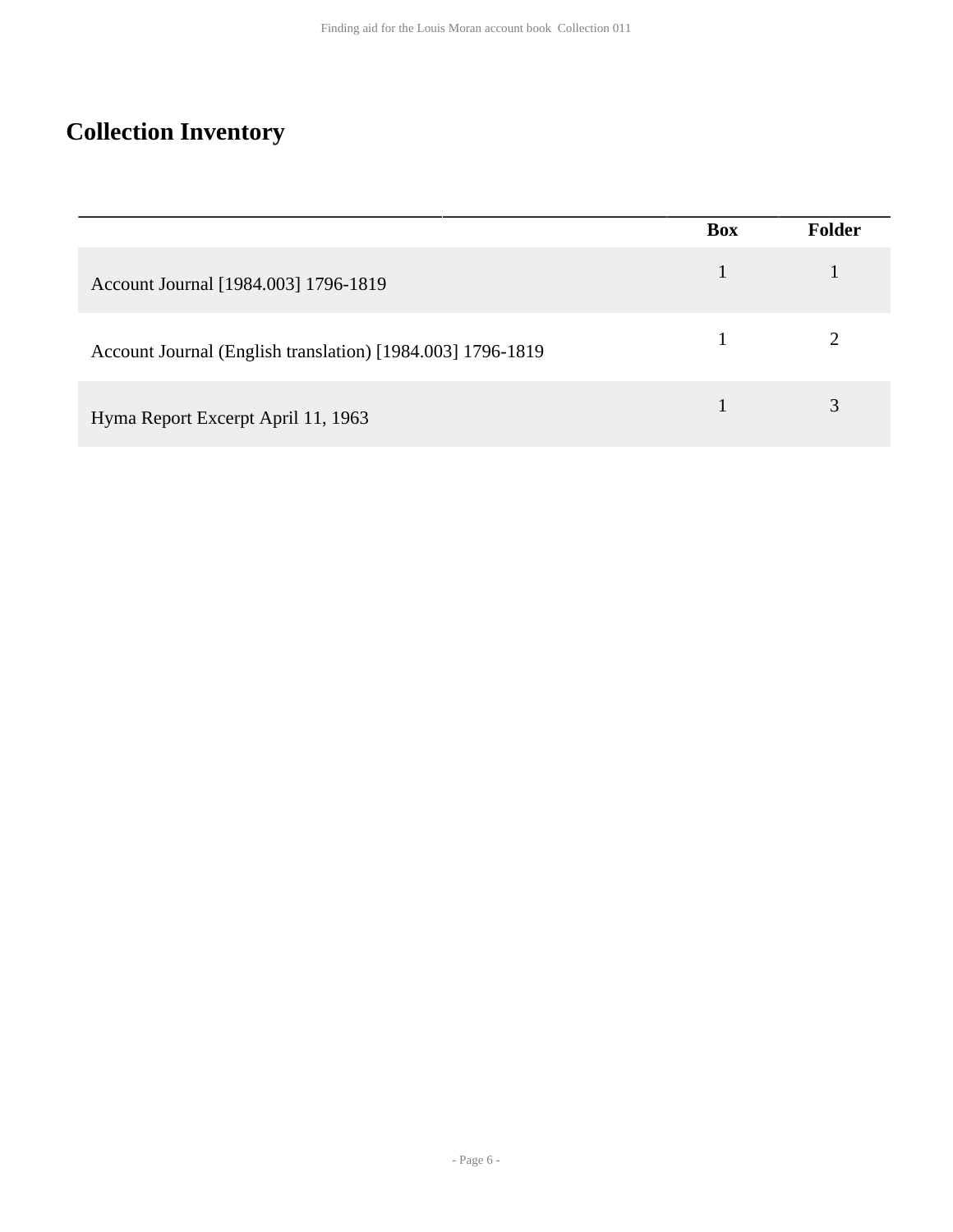# Collection Inventory

| | Box | Folder |
|---|---|---|
| Account Journal [1984.003] 1796-1819 | 1 | 1 |
| Account Journal (English translation) [1984.003] 1796-1819 | 1 | 2 |
| Hyma Report Excerpt April 11, 1963 | 1 | 3 |